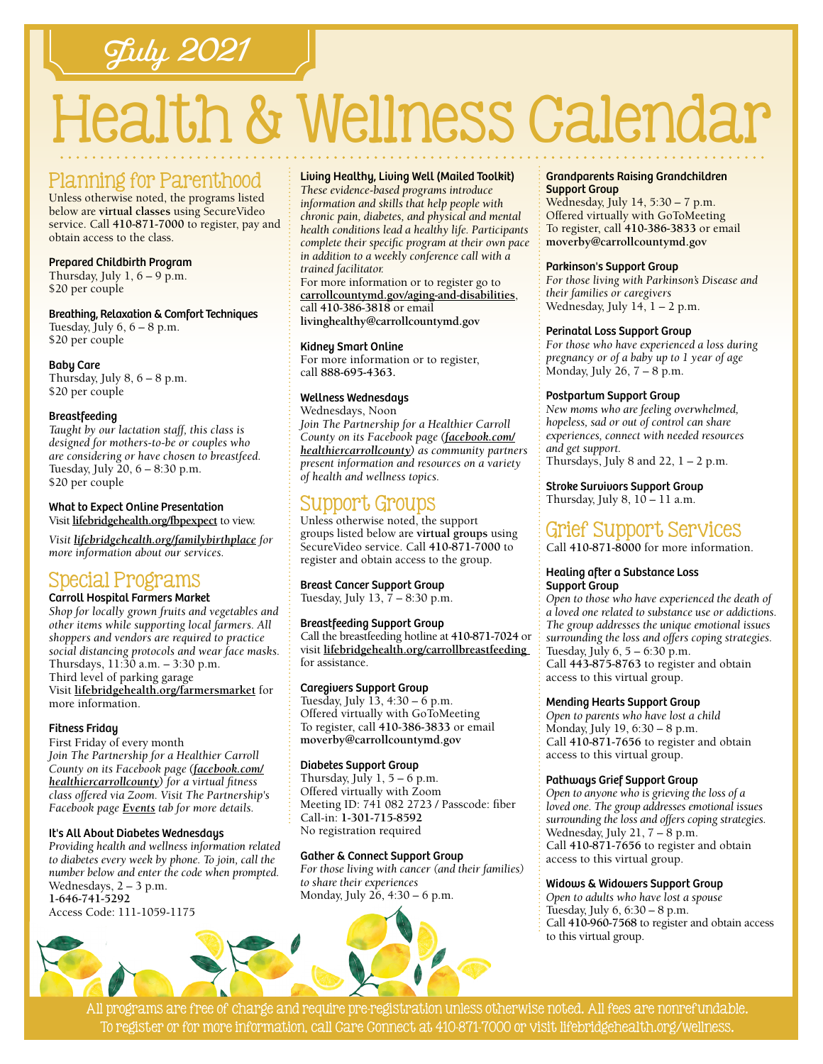# July 2021

# Health & Wellness Calendar

## Planning for Parenthood

Unless otherwise noted, the programs listed below are **virtual classes** using SecureVideo service. Call **410-871-7000** to register, pay and obtain access to the class.

### Prepared Childbirth Program

Thursday, July 1, 6 – 9 p.m.
$20 per couple

### Breathing, Relaxation & Comfort Techniques

Tuesday, July 6, 6 – 8 p.m.
$20 per couple

### Baby Care

Thursday, July 8, 6 – 8 p.m.
$20 per couple

### Breastfeeding

*Taught by our lactation staff, this class is designed for mothers-to-be or couples who are considering or have chosen to breastfeed.*
Tuesday, July 20, 6 – 8:30 p.m.
$20 per couple

### What to Expect Online Presentation

Visit **lifebridgehealth.org/fbpexpect** to view.

*Visit **lifebridgehealth.org/familybirthplace** for more information about our services.*

## Special Programs

### Carroll Hospital Farmers Market

*Shop for locally grown fruits and vegetables and other items while supporting local farmers. All shoppers and vendors are required to practice social distancing protocols and wear face masks.*
Thursdays, 11:30 a.m. – 3:30 p.m.
Third level of parking garage
Visit **lifebridgehealth.org/farmersmarket** for more information.

### Fitness Friday

First Friday of every month
*Join The Partnership for a Healthier Carroll County on its Facebook page (**facebook.com/healthiercarrollcounty**) for a virtual fitness class offered via Zoom. Visit The Partnership's Facebook page **Events** tab for more details.*

### It's All About Diabetes Wednesdays

*Providing health and wellness information related to diabetes every week by phone. To join, call the number below and enter the code when prompted.*
Wednesdays, 2 – 3 p.m.
**1-646-741-5292**
Access Code: 111-1059-1175

### Living Healthy, Living Well (Mailed Toolkit)

*These evidence-based programs introduce information and skills that help people with chronic pain, diabetes, and physical and mental health conditions lead a healthy life. Participants complete their specific program at their own pace in addition to a weekly conference call with a trained facilitator.*
For more information or to register go to **carrollcountymd.gov/aging-and-disabilities**, call **410-386-3818** or email **livinghealthy@carrollcountymd.gov**

### Kidney Smart Online

For more information or to register, call **888-695-4363.**

### Wellness Wednesdays

Wednesdays, Noon
*Join The Partnership for a Healthier Carroll County on its Facebook page (**facebook.com/healthiercarrollcounty**) as community partners present information and resources on a variety of health and wellness topics.*

## Support Groups

Unless otherwise noted, the support groups listed below are **virtual groups** using SecureVideo service. Call **410-871-7000** to register and obtain access to the group.

### Breast Cancer Support Group

Tuesday, July 13, 7 – 8:30 p.m.

### Breastfeeding Support Group

Call the breastfeeding hotline at **410-871-7024** or visit **lifebridgehealth.org/carrollbreastfeeding** for assistance.

### Caregivers Support Group

Tuesday, July 13, 4:30 – 6 p.m.
Offered virtually with GoToMeeting
To register, call **410-386-3833** or email **moverby@carrollcountymd.gov**

### Diabetes Support Group

Thursday, July 1, 5 – 6 p.m.
Offered virtually with Zoom
Meeting ID: 741 082 2723 / Passcode: fiber
Call-in: **1-301-715-8592**
No registration required

### Gather & Connect Support Group

*For those living with cancer (and their families) to share their experiences*
Monday, July 26, 4:30 – 6 p.m.

### Grandparents Raising Grandchildren Support Group

Wednesday, July 14, 5:30 – 7 p.m.
Offered virtually with GoToMeeting
To register, call **410-386-3833** or email **moverby@carrollcountymd.gov**

### Parkinson's Support Group

*For those living with Parkinson's Disease and their families or caregivers*
Wednesday, July 14, 1 – 2 p.m.

### Perinatal Loss Support Group

*For those who have experienced a loss during pregnancy or of a baby up to 1 year of age*
Monday, July 26, 7 – 8 p.m.

### Postpartum Support Group

*New moms who are feeling overwhelmed, hopeless, sad or out of control can share experiences, connect with needed resources and get support.*
Thursdays, July 8 and 22, 1 – 2 p.m.

### Stroke Survivors Support Group

Thursday, July 8, 10 – 11 a.m.

## Grief Support Services

Call **410-871-8000** for more information.

### Healing after a Substance Loss Support Group

*Open to those who have experienced the death of a loved one related to substance use or addictions. The group addresses the unique emotional issues surrounding the loss and offers coping strategies.*
Tuesday, July 6, 5 – 6:30 p.m.
Call **443-875-8763** to register and obtain access to this virtual group.

### Mending Hearts Support Group

*Open to parents who have lost a child*
Monday, July 19, 6:30 – 8 p.m.
Call **410-871-7656** to register and obtain access to this virtual group.

### Pathways Grief Support Group

*Open to anyone who is grieving the loss of a loved one. The group addresses emotional issues surrounding the loss and offers coping strategies.*
Wednesday, July 21, 7 – 8 p.m.
Call **410-871-7656** to register and obtain access to this virtual group.

### Widows & Widowers Support Group

*Open to adults who have lost a spouse*
Tuesday, July 6, 6:30 – 8 p.m.
Call **410-960-7568** to register and obtain access to this virtual group.

All programs are free of charge and require pre-registration unless otherwise noted. All fees are nonrefundable.
To register or for more information, call Care Connect at 410-871-7000 or visit lifebridgehealth.org/wellness.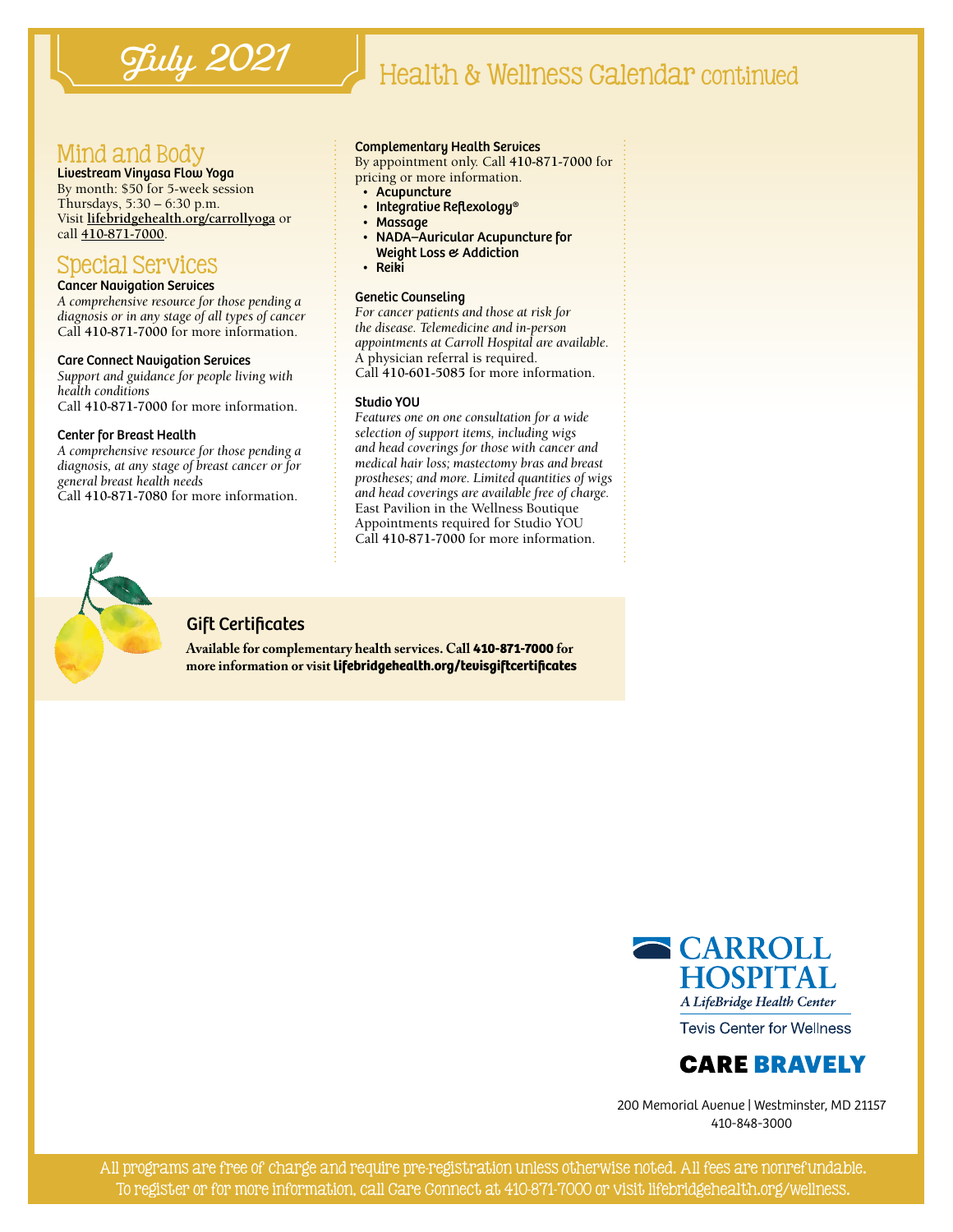# July 2021 Health & Wellness Calendar continued

## Mind and Body

**Livestream Vinyasa Flow Yoga**
By month: $50 for 5-week session
Thursdays, 5:30 – 6:30 p.m.
Visit lifebridgehealth.org/carrollyoga or call 410-871-7000.

## Special Services

**Cancer Navigation Services**
*A comprehensive resource for those pending a diagnosis or in any stage of all types of cancer*
Call 410-871-7000 for more information.

**Care Connect Navigation Services**
*Support and guidance for people living with health conditions*
Call 410-871-7000 for more information.

**Center for Breast Health**
*A comprehensive resource for those pending a diagnosis, at any stage of breast cancer or for general breast health needs*
Call 410-871-7080 for more information.

**Complementary Health Services**
By appointment only. Call 410-871-7000 for pricing or more information.

- Acupuncture
- Integrative Reflexology®
- Massage
- NADA–Auricular Acupuncture for Weight Loss & Addiction
- Reiki

**Genetic Counseling**
*For cancer patients and those at risk for the disease. Telemedicine and in-person appointments at Carroll Hospital are available.*
A physician referral is required.
Call 410-601-5085 for more information.

**Studio YOU**
*Features one on one consultation for a wide selection of support items, including wigs and head coverings for those with cancer and medical hair loss; mastectomy bras and breast prostheses; and more. Limited quantities of wigs and head coverings are available free of charge.*
East Pavilion in the Wellness Boutique
Appointments required for Studio YOU
Call 410-871-7000 for more information.

### Gift Certificates

**Available for complementary health services. Call 410-871-7000 for more information or visit lifebridgehealth.org/tevisgiftcertificates**

CARROLL HOSPITAL
*A LifeBridge Health Center*
Tevis Center for Wellness

CARE BRAVELY

200 Memorial Avenue | Westminster, MD 21157
410-848-3000

All programs are free of charge and require pre-registration unless otherwise noted. All fees are nonrefundable. To register or for more information, call Care Connect at 410-871-7000 or visit lifebridgehealth.org/wellness.